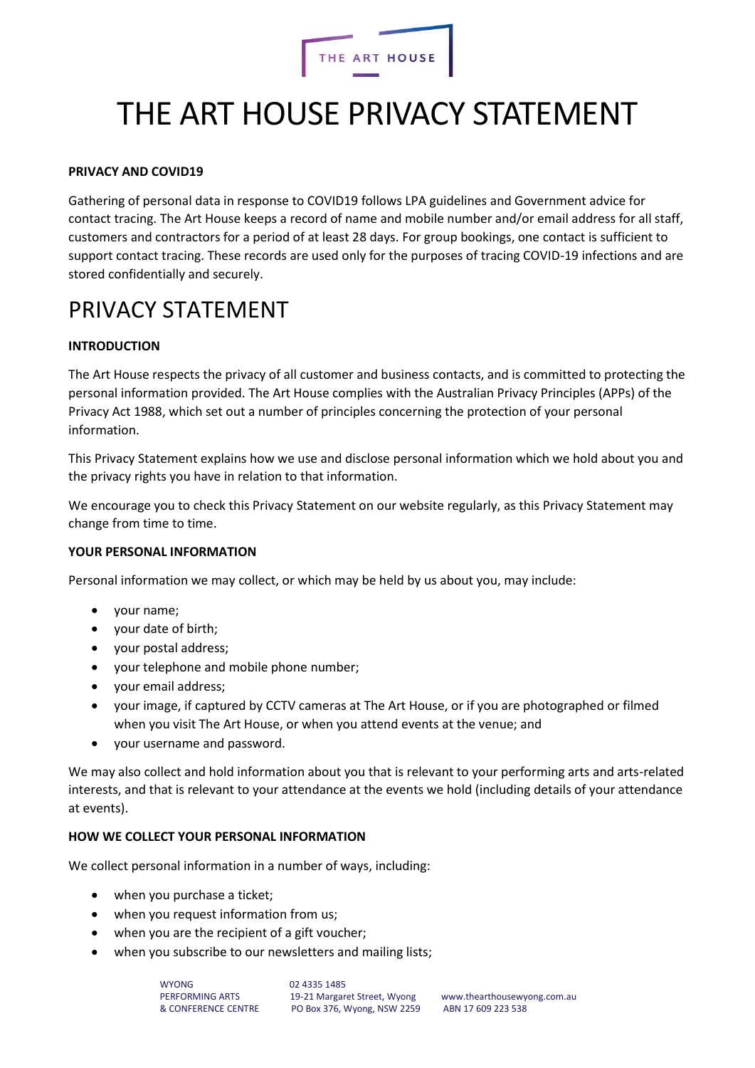# THE ART HOUSE PRIVACY STATEMENT

**PRIVACY AND COVID19**

Gathering of personal data in response to COVID19 follows LPA guidelines and Government advice for contact tracing. The Art House keeps a record of name and mobile number and/or email address for all staff, customers and contractors for a period of at least 28 days. For group bookings, one contact is sufficient to support contact tracing. These records are used only for the purposes of tracing COVID-19 infections and are stored confidentially and securely.

## PRIVACY STATEMENT

**INTRODUCTION**

The Art House respects the privacy of all customer and business contacts, and is committed to protecting the personal information provided. The Art House complies with the Australian Privacy Principles (APPs) of the Privacy Act 1988, which set out a number of principles concerning the protection of your personal information.

This Privacy Statement explains how we use and disclose personal information which we hold about you and the privacy rights you have in relation to that information.

We encourage you to check this Privacy Statement on our website regularly, as this Privacy Statement may change from time to time.

**YOUR PERSONAL INFORMATION**

Personal information we may collect, or which may be held by us about you, may include:

- your name;
- your date of birth;
- your postal address;
- your telephone and mobile phone number;
- your email address;
- your image, if captured by CCTV cameras at The Art House, or if you are photographed or filmed when you visit The Art House, or when you attend events at the venue; and
- your username and password.

We may also collect and hold information about you that is relevant to your performing arts and arts-related interests, and that is relevant to your attendance at the events we hold (including details of your attendance at events).

**HOW WE COLLECT YOUR PERSONAL INFORMATION**

We collect personal information in a number of ways, including:

- when you purchase a ticket;
- when you request information from us;
- when you are the recipient of a gift voucher;
- when you subscribe to our newsletters and mailing lists;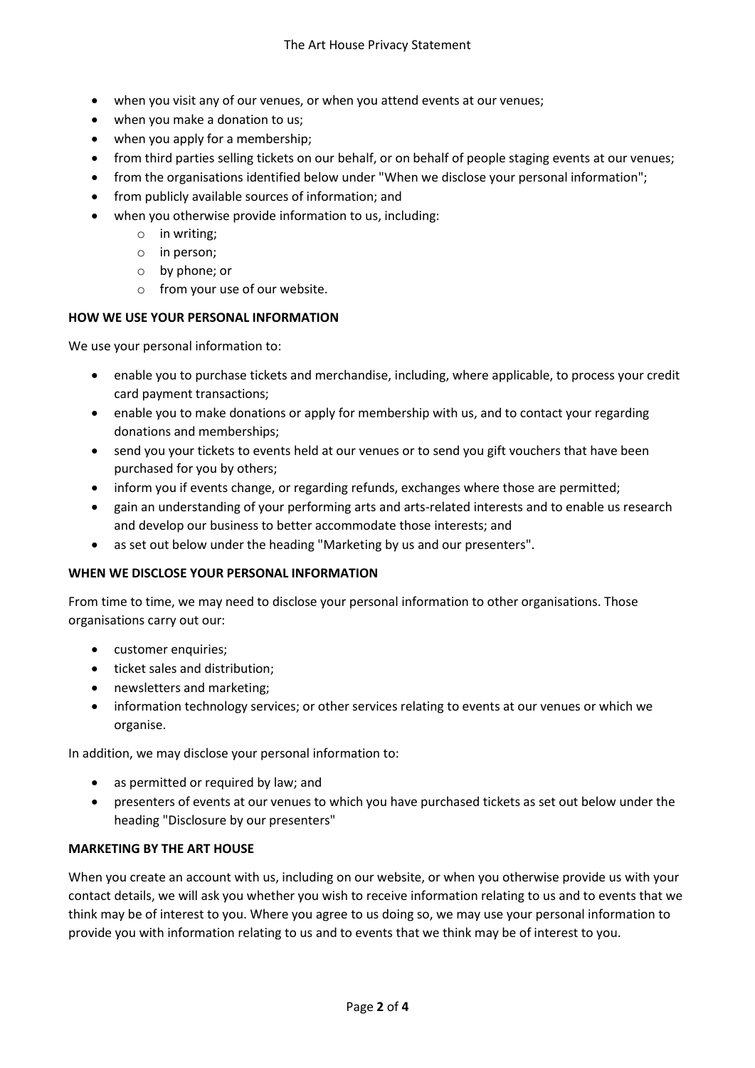- when you visit any of our venues, or when you attend events at our venues;
- when you make a donation to us;
- when you apply for a membership;
- from third parties selling tickets on our behalf, or on behalf of people staging events at our venues;
- from the organisations identified below under "When we disclose your personal information";
- from publicly available sources of information; and
- when you otherwise provide information to us, including:
  - in writing;
  - in person;
  - by phone; or
  - from your use of our website.

**HOW WE USE YOUR PERSONAL INFORMATION**

We use your personal information to:

- enable you to purchase tickets and merchandise, including, where applicable, to process your credit card payment transactions;
- enable you to make donations or apply for membership with us, and to contact your regarding donations and memberships;
- send you your tickets to events held at our venues or to send you gift vouchers that have been purchased for you by others;
- inform you if events change, or regarding refunds, exchanges where those are permitted;
- gain an understanding of your performing arts and arts-related interests and to enable us research and develop our business to better accommodate those interests; and
- as set out below under the heading "Marketing by us and our presenters".

**WHEN WE DISCLOSE YOUR PERSONAL INFORMATION**

From time to time, we may need to disclose your personal information to other organisations. Those organisations carry out our:

- customer enquiries;
- ticket sales and distribution;
- newsletters and marketing;
- information technology services; or other services relating to events at our venues or which we organise.

In addition, we may disclose your personal information to:

- as permitted or required by law; and
- presenters of events at our venues to which you have purchased tickets as set out below under the heading "Disclosure by our presenters"

**MARKETING BY THE ART HOUSE**

When you create an account with us, including on our website, or when you otherwise provide us with your contact details, we will ask you whether you wish to receive information relating to us and to events that we think may be of interest to you. Where you agree to us doing so, we may use your personal information to provide you with information relating to us and to events that we think may be of interest to you.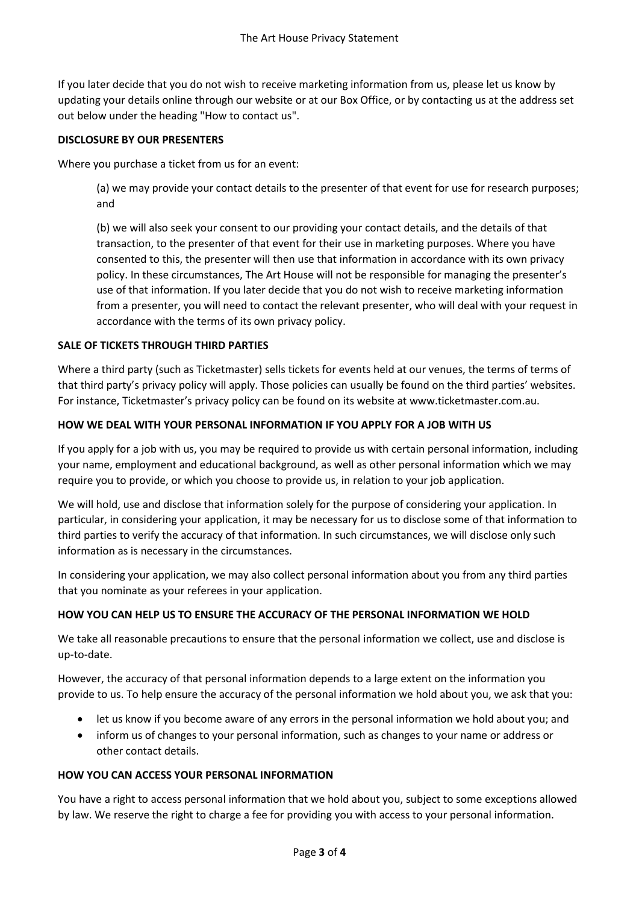If you later decide that you do not wish to receive marketing information from us, please let us know by updating your details online through our website or at our Box Office, or by contacting us at the address set out below under the heading "How to contact us".

**DISCLOSURE BY OUR PRESENTERS**

Where you purchase a ticket from us for an event:

(a) we may provide your contact details to the presenter of that event for use for research purposes; and

(b) we will also seek your consent to our providing your contact details, and the details of that transaction, to the presenter of that event for their use in marketing purposes. Where you have consented to this, the presenter will then use that information in accordance with its own privacy policy. In these circumstances, The Art House will not be responsible for managing the presenter's use of that information. If you later decide that you do not wish to receive marketing information from a presenter, you will need to contact the relevant presenter, who will deal with your request in accordance with the terms of its own privacy policy.

**SALE OF TICKETS THROUGH THIRD PARTIES**

Where a third party (such as Ticketmaster) sells tickets for events held at our venues, the terms of terms of that third party's privacy policy will apply. Those policies can usually be found on the third parties' websites. For instance, Ticketmaster's privacy policy can be found on its website at www.ticketmaster.com.au.

**HOW WE DEAL WITH YOUR PERSONAL INFORMATION IF YOU APPLY FOR A JOB WITH US**

If you apply for a job with us, you may be required to provide us with certain personal information, including your name, employment and educational background, as well as other personal information which we may require you to provide, or which you choose to provide us, in relation to your job application.

We will hold, use and disclose that information solely for the purpose of considering your application. In particular, in considering your application, it may be necessary for us to disclose some of that information to third parties to verify the accuracy of that information. In such circumstances, we will disclose only such information as is necessary in the circumstances.

In considering your application, we may also collect personal information about you from any third parties that you nominate as your referees in your application.

**HOW YOU CAN HELP US TO ENSURE THE ACCURACY OF THE PERSONAL INFORMATION WE HOLD**

We take all reasonable precautions to ensure that the personal information we collect, use and disclose is up-to-date.

However, the accuracy of that personal information depends to a large extent on the information you provide to us. To help ensure the accuracy of the personal information we hold about you, we ask that you:

- let us know if you become aware of any errors in the personal information we hold about you; and
- inform us of changes to your personal information, such as changes to your name or address or other contact details.

**HOW YOU CAN ACCESS YOUR PERSONAL INFORMATION**

You have a right to access personal information that we hold about you, subject to some exceptions allowed by law. We reserve the right to charge a fee for providing you with access to your personal information.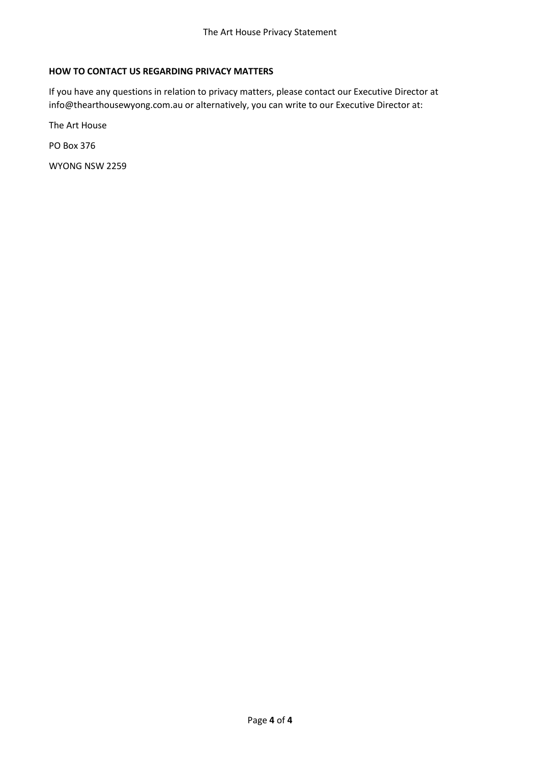**HOW TO CONTACT US REGARDING PRIVACY MATTERS**

If you have any questions in relation to privacy matters, please contact our Executive Director at info@thearthousewyong.com.au or alternatively, you can write to our Executive Director at:

The Art House

PO Box 376

WYONG NSW 2259